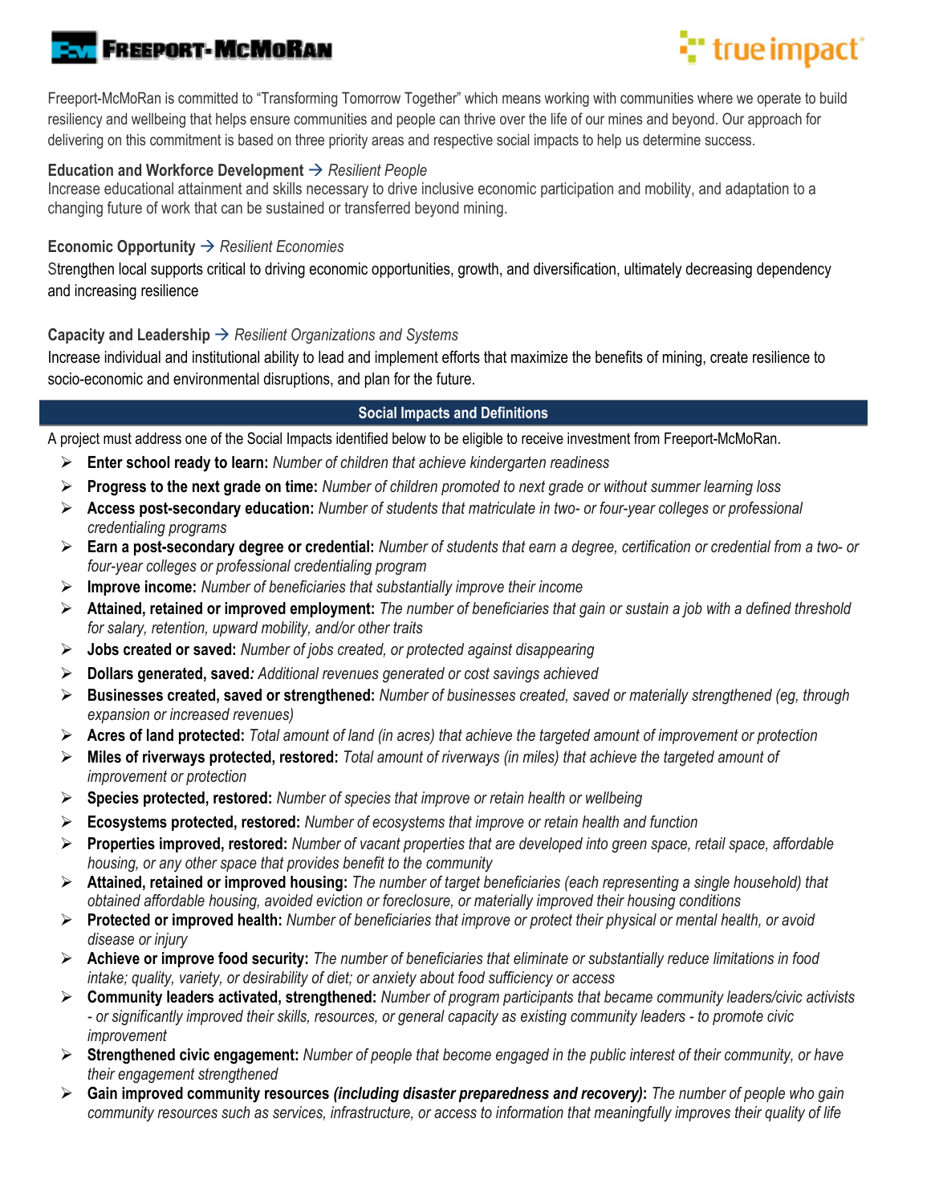Freeport-McMoRan is committed to "Transforming Tomorrow Together" which means working with communities where we operate to build resiliency and wellbeing that helps ensure communities and people can thrive over the life of our mines and beyond. Our approach for delivering on this commitment is based on three priority areas and respective social impacts to help us determine success.

**Education and Workforce Development** → *Resilient People*
Increase educational attainment and skills necessary to drive inclusive economic participation and mobility, and adaptation to a changing future of work that can be sustained or transferred beyond mining.

**Economic Opportunity** → *Resilient Economies*
Strengthen local supports critical to driving economic opportunities, growth, and diversification, ultimately decreasing dependency and increasing resilience

**Capacity and Leadership** → *Resilient Organizations and Systems*
Increase individual and institutional ability to lead and implement efforts that maximize the benefits of mining, create resilience to socio-economic and environmental disruptions, and plan for the future.

## Social Impacts and Definitions

A project must address one of the Social Impacts identified below to be eligible to receive investment from Freeport-McMoRan.

- **Enter school ready to learn:** *Number of children that achieve kindergarten readiness*
- **Progress to the next grade on time:** *Number of children promoted to next grade or without summer learning loss*
- **Access post-secondary education:** *Number of students that matriculate in two- or four-year colleges or professional credentialing programs*
- **Earn a post-secondary degree or credential:** *Number of students that earn a degree, certification or credential from a two- or four-year colleges or professional credentialing program*
- **Improve income:** *Number of beneficiaries that substantially improve their income*
- **Attained, retained or improved employment:** *The number of beneficiaries that gain or sustain a job with a defined threshold for salary, retention, upward mobility, and/or other traits*
- **Jobs created or saved:** *Number of jobs created, or protected against disappearing*
- **Dollars generated, saved:** *Additional revenues generated or cost savings achieved*
- **Businesses created, saved or strengthened:** *Number of businesses created, saved or materially strengthened (eg, through expansion or increased revenues)*
- **Acres of land protected:** *Total amount of land (in acres) that achieve the targeted amount of improvement or protection*
- **Miles of riverways protected, restored:** *Total amount of riverways (in miles) that achieve the targeted amount of improvement or protection*
- **Species protected, restored:** *Number of species that improve or retain health or wellbeing*
- **Ecosystems protected, restored:** *Number of ecosystems that improve or retain health and function*
- **Properties improved, restored:** *Number of vacant properties that are developed into green space, retail space, affordable housing, or any other space that provides benefit to the community*
- **Attained, retained or improved housing:** *The number of target beneficiaries (each representing a single household) that obtained affordable housing, avoided eviction or foreclosure, or materially improved their housing conditions*
- **Protected or improved health:** *Number of beneficiaries that improve or protect their physical or mental health, or avoid disease or injury*
- **Achieve or improve food security:** *The number of beneficiaries that eliminate or substantially reduce limitations in food intake; quality, variety, or desirability of diet; or anxiety about food sufficiency or access*
- **Community leaders activated, strengthened:** *Number of program participants that became community leaders/civic activists - or significantly improved their skills, resources, or general capacity as existing community leaders - to promote civic improvement*
- **Strengthened civic engagement:** *Number of people that become engaged in the public interest of their community, or have their engagement strengthened*
- **Gain improved community resources *(including disaster preparedness and recovery)*:** *The number of people who gain community resources such as services, infrastructure, or access to information that meaningfully improves their quality of life*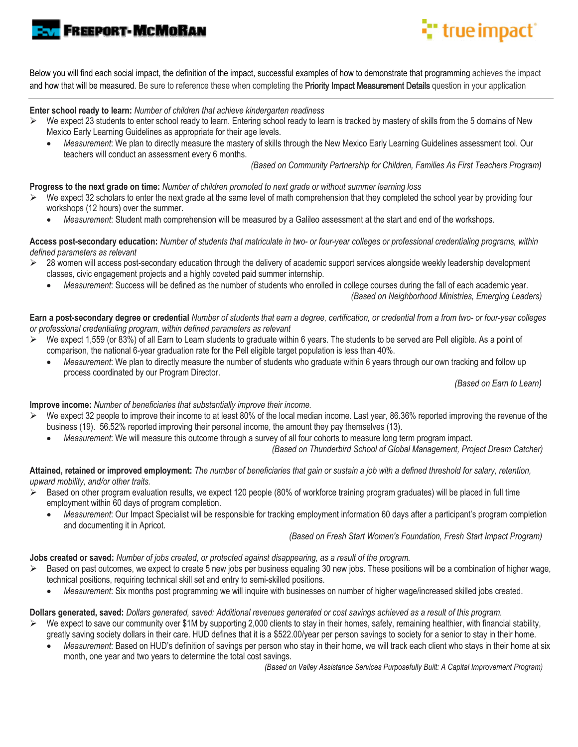**FREEPORT-McMoRAN** | **true impact**

Below you will find each social impact, the definition of the impact, successful examples of how to demonstrate that programming achieves the impact and how that will be measured. Be sure to reference these when completing the **Priority Impact Measurement Details** question in your application

---

**Enter school ready to learn:** *Number of children that achieve kindergarten readiness*

- We expect 23 students to enter school ready to learn. Entering school ready to learn is tracked by mastery of skills from the 5 domains of New Mexico Early Learning Guidelines as appropriate for their age levels.
  - *Measurement*: We plan to directly measure the mastery of skills through the New Mexico Early Learning Guidelines assessment tool. Our teachers will conduct an assessment every 6 months.

*(Based on Community Partnership for Children, Families As First Teachers Program)*

**Progress to the next grade on time:** *Number of children promoted to next grade or without summer learning loss*

- We expect 32 scholars to enter the next grade at the same level of math comprehension that they completed the school year by providing four workshops (12 hours) over the summer.
  - *Measurement*: Student math comprehension will be measured by a Galileo assessment at the start and end of the workshops.

**Access post-secondary education:** *Number of students that matriculate in two- or four-year colleges or professional credentialing programs, within defined parameters as relevant*

- 28 women will access post-secondary education through the delivery of academic support services alongside weekly leadership development classes, civic engagement projects and a highly coveted paid summer internship.
  - *Measurement*: Success will be defined as the number of students who enrolled in college courses during the fall of each academic year.

*(Based on Neighborhood Ministries, Emerging Leaders)*

**Earn a post-secondary degree or credential** *Number of students that earn a degree, certification, or credential from a from two- or four-year colleges or professional credentialing program, within defined parameters as relevant*

- We expect 1,559 (or 83%) of all Earn to Learn students to graduate within 6 years. The students to be served are Pell eligible. As a point of comparison, the national 6-year graduation rate for the Pell eligible target population is less than 40%.
  - *Measurement*: We plan to directly measure the number of students who graduate within 6 years through our own tracking and follow up process coordinated by our Program Director.

*(Based on Earn to Learn)*

**Improve income:** *Number of beneficiaries that substantially improve their income.*

- We expect 32 people to improve their income to at least 80% of the local median income. Last year, 86.36% reported improving the revenue of the business (19). 56.52% reported improving their personal income, the amount they pay themselves (13).
  - *Measurement*: We will measure this outcome through a survey of all four cohorts to measure long term program impact.

*(Based on Thunderbird School of Global Management, Project Dream Catcher)*

**Attained, retained or improved employment:** *The number of beneficiaries that gain or sustain a job with a defined threshold for salary, retention, upward mobility, and/or other traits.*

- Based on other program evaluation results, we expect 120 people (80% of workforce training program graduates) will be placed in full time employment within 60 days of program completion.
  - *Measurement*: Our Impact Specialist will be responsible for tracking employment information 60 days after a participant's program completion and documenting it in Apricot.

*(Based on Fresh Start Women's Foundation, Fresh Start Impact Program)*

**Jobs created or saved:** *Number of jobs created, or protected against disappearing, as a result of the program.*

- Based on past outcomes, we expect to create 5 new jobs per business equaling 30 new jobs. These positions will be a combination of higher wage, technical positions, requiring technical skill set and entry to semi-skilled positions.
  - *Measurement*: Six months post programming we will inquire with businesses on number of higher wage/increased skilled jobs created.

**Dollars generated, saved:** *Dollars generated, saved: Additional revenues generated or cost savings achieved as a result of this program.*

- We expect to save our community over $1M by supporting 2,000 clients to stay in their homes, safely, remaining healthier, with financial stability, greatly saving society dollars in their care. HUD defines that it is a $522.00/year per person savings to society for a senior to stay in their home.
  - *Measurement*: Based on HUD's definition of savings per person who stay in their home, we will track each client who stays in their home at six month, one year and two years to determine the total cost savings.

*(Based on Valley Assistance Services Purposefully Built: A Capital Improvement Program)*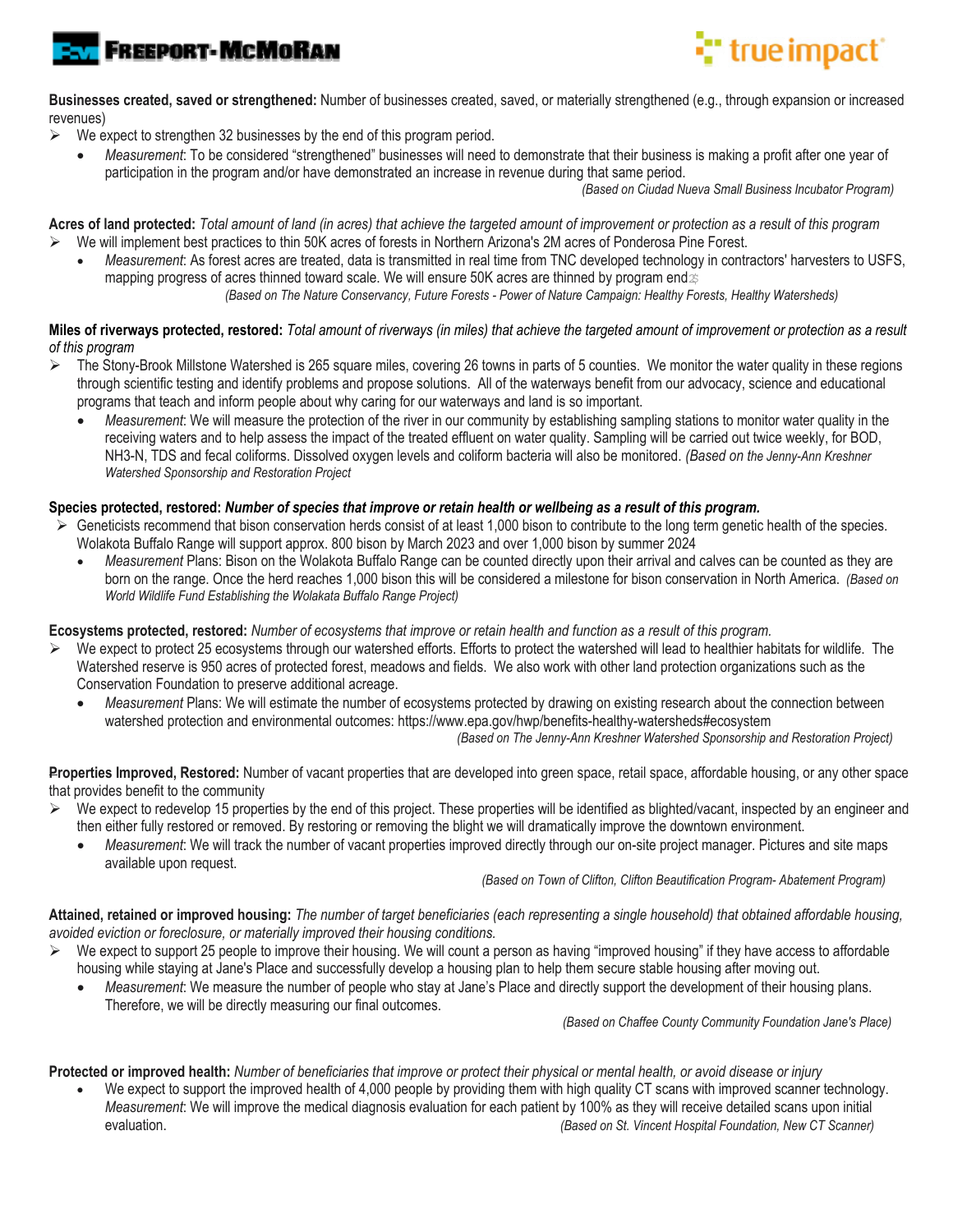**Businesses created, saved or strengthened:** Number of businesses created, saved, or materially strengthened (e.g., through expansion or increased revenues)

- We expect to strengthen 32 businesses by the end of this program period.
  - *Measurement*: To be considered "strengthened" businesses will need to demonstrate that their business is making a profit after one year of participation in the program and/or have demonstrated an increase in revenue during that same period.

*(Based on Ciudad Nueva Small Business Incubator Program)*

**Acres of land protected:** *Total amount of land (in acres) that achieve the targeted amount of improvement or protection as a result of this program*

- We will implement best practices to thin 50K acres of forests in Northern Arizona's 2M acres of Ponderosa Pine Forest.
  - *Measurement*: As forest acres are treated, data is transmitted in real time from TNC developed technology in contractors' harvesters to USFS, mapping progress of acres thinned toward scale. We will ensure 50K acres are thinned by program end.

*(Based on The Nature Conservancy, Future Forests - Power of Nature Campaign: Healthy Forests, Healthy Watersheds)*

**Miles of riverways protected, restored:** *Total amount of riverways (in miles) that achieve the targeted amount of improvement or protection as a result of this program*

- The Stony-Brook Millstone Watershed is 265 square miles, covering 26 towns in parts of 5 counties. We monitor the water quality in these regions through scientific testing and identify problems and propose solutions. All of the waterways benefit from our advocacy, science and educational programs that teach and inform people about why caring for our waterways and land is so important.
  - *Measurement*: We will measure the protection of the river in our community by establishing sampling stations to monitor water quality in the receiving waters and to help assess the impact of the treated effluent on water quality. Sampling will be carried out twice weekly, for BOD, NH3-N, TDS and fecal coliforms. Dissolved oxygen levels and coliform bacteria will also be monitored. *(Based on the Jenny-Ann Kreshner Watershed Sponsorship and Restoration Project*

**Species protected, restored:** ***Number of species that improve or retain health or wellbeing as a result of this program.***

- Geneticists recommend that bison conservation herds consist of at least 1,000 bison to contribute to the long term genetic health of the species. Wolakota Buffalo Range will support approx. 800 bison by March 2023 and over 1,000 bison by summer 2024
  - *Measurement* Plans: Bison on the Wolakota Buffalo Range can be counted directly upon their arrival and calves can be counted as they are born on the range. Once the herd reaches 1,000 bison this will be considered a milestone for bison conservation in North America. *(Based on World Wildlife Fund Establishing the Wolakata Buffalo Range Project)*

**Ecosystems protected, restored:** *Number of ecosystems that improve or retain health and function as a result of this program.*

- We expect to protect 25 ecosystems through our watershed efforts. Efforts to protect the watershed will lead to healthier habitats for wildlife. The Watershed reserve is 950 acres of protected forest, meadows and fields. We also work with other land protection organizations such as the Conservation Foundation to preserve additional acreage.
  - *Measurement* Plans: We will estimate the number of ecosystems protected by drawing on existing research about the connection between watershed protection and environmental outcomes: https://www.epa.gov/hwp/benefits-healthy-watersheds#ecosystem

*(Based on The Jenny-Ann Kreshner Watershed Sponsorship and Restoration Project)*

**Properties Improved, Restored:** Number of vacant properties that are developed into green space, retail space, affordable housing, or any other space that provides benefit to the community

- We expect to redevelop 15 properties by the end of this project. These properties will be identified as blighted/vacant, inspected by an engineer and then either fully restored or removed. By restoring or removing the blight we will dramatically improve the downtown environment.
  - *Measurement*: We will track the number of vacant properties improved directly through our on-site project manager. Pictures and site maps available upon request.

*(Based on Town of Clifton, Clifton Beautification Program- Abatement Program)*

**Attained, retained or improved housing:** *The number of target beneficiaries (each representing a single household) that obtained affordable housing, avoided eviction or foreclosure, or materially improved their housing conditions.*

- We expect to support 25 people to improve their housing. We will count a person as having "improved housing" if they have access to affordable housing while staying at Jane's Place and successfully develop a housing plan to help them secure stable housing after moving out.
  - *Measurement*: We measure the number of people who stay at Jane's Place and directly support the development of their housing plans. Therefore, we will be directly measuring our final outcomes.

*(Based on Chaffee County Community Foundation Jane's Place)*

**Protected or improved health:** *Number of beneficiaries that improve or protect their physical or mental health, or avoid disease or injury*

- We expect to support the improved health of 4,000 people by providing them with high quality CT scans with improved scanner technology. *Measurement*: We will improve the medical diagnosis evaluation for each patient by 100% as they will receive detailed scans upon initial evaluation. *(Based on St. Vincent Hospital Foundation, New CT Scanner)*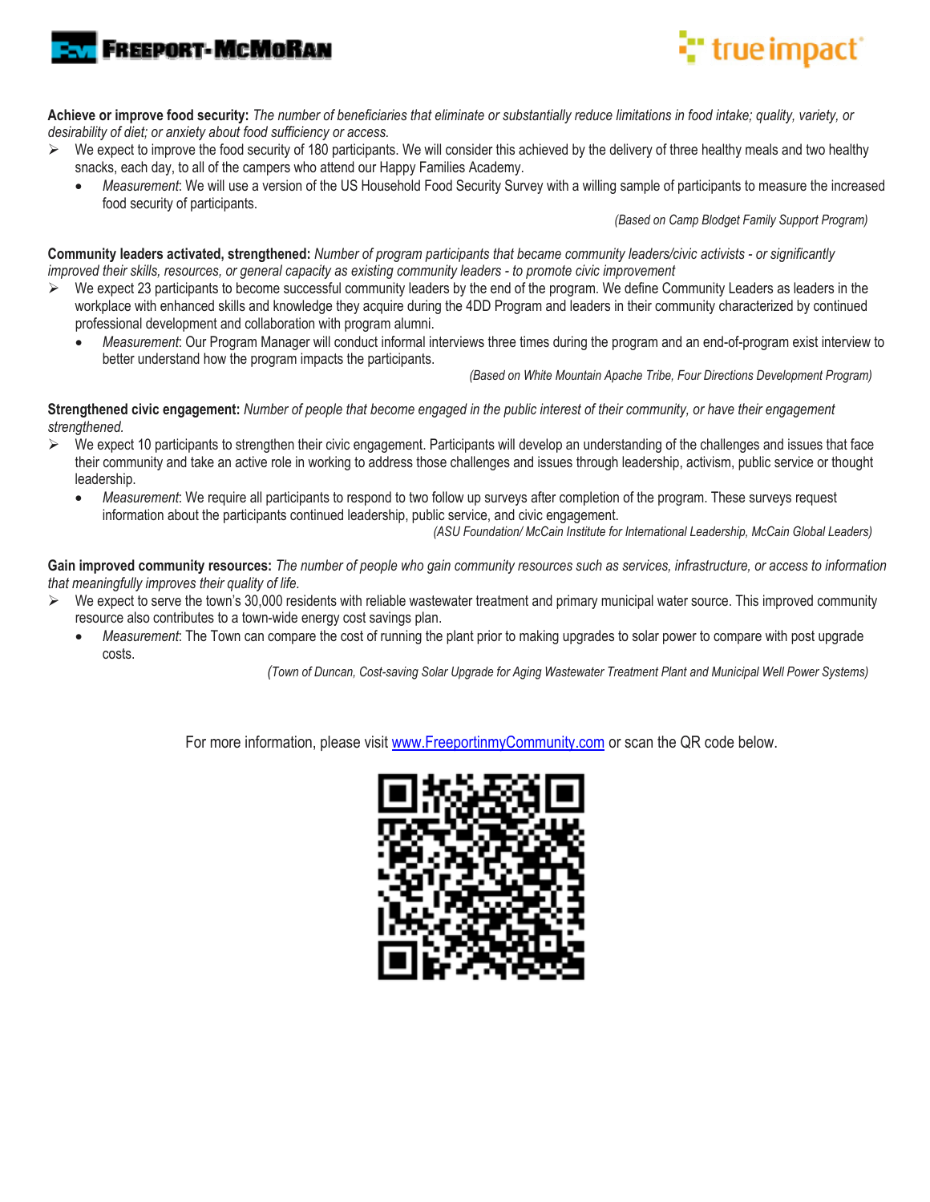**Achieve or improve food security:** *The number of beneficiaries that eliminate or substantially reduce limitations in food intake; quality, variety, or desirability of diet; or anxiety about food sufficiency or access.*

- We expect to improve the food security of 180 participants. We will consider this achieved by the delivery of three healthy meals and two healthy snacks, each day, to all of the campers who attend our Happy Families Academy.
  - *Measurement*: We will use a version of the US Household Food Security Survey with a willing sample of participants to measure the increased food security of participants.

*(Based on Camp Blodget Family Support Program)*

**Community leaders activated, strengthened:** *Number of program participants that became community leaders/civic activists - or significantly improved their skills, resources, or general capacity as existing community leaders - to promote civic improvement*

- We expect 23 participants to become successful community leaders by the end of the program. We define Community Leaders as leaders in the workplace with enhanced skills and knowledge they acquire during the 4DD Program and leaders in their community characterized by continued professional development and collaboration with program alumni.
  - *Measurement*: Our Program Manager will conduct informal interviews three times during the program and an end-of-program exist interview to better understand how the program impacts the participants.

*(Based on White Mountain Apache Tribe, Four Directions Development Program)*

**Strengthened civic engagement:** *Number of people that become engaged in the public interest of their community, or have their engagement strengthened.*

- We expect 10 participants to strengthen their civic engagement. Participants will develop an understanding of the challenges and issues that face their community and take an active role in working to address those challenges and issues through leadership, activism, public service or thought leadership.
  - *Measurement*: We require all participants to respond to two follow up surveys after completion of the program. These surveys request information about the participants continued leadership, public service, and civic engagement.

*(ASU Foundation/ McCain Institute for International Leadership, McCain Global Leaders)*

**Gain improved community resources:** *The number of people who gain community resources such as services, infrastructure, or access to information that meaningfully improves their quality of life.*

- We expect to serve the town's 30,000 residents with reliable wastewater treatment and primary municipal water source. This improved community resource also contributes to a town-wide energy cost savings plan.
  - *Measurement*: The Town can compare the cost of running the plant prior to making upgrades to solar power to compare with post upgrade costs.

*(Town of Duncan, Cost-saving Solar Upgrade for Aging Wastewater Treatment Plant and Municipal Well Power Systems)*

For more information, please visit [www.FreeportinmyCommunity.com](http://www.FreeportinmyCommunity.com) or scan the QR code below.